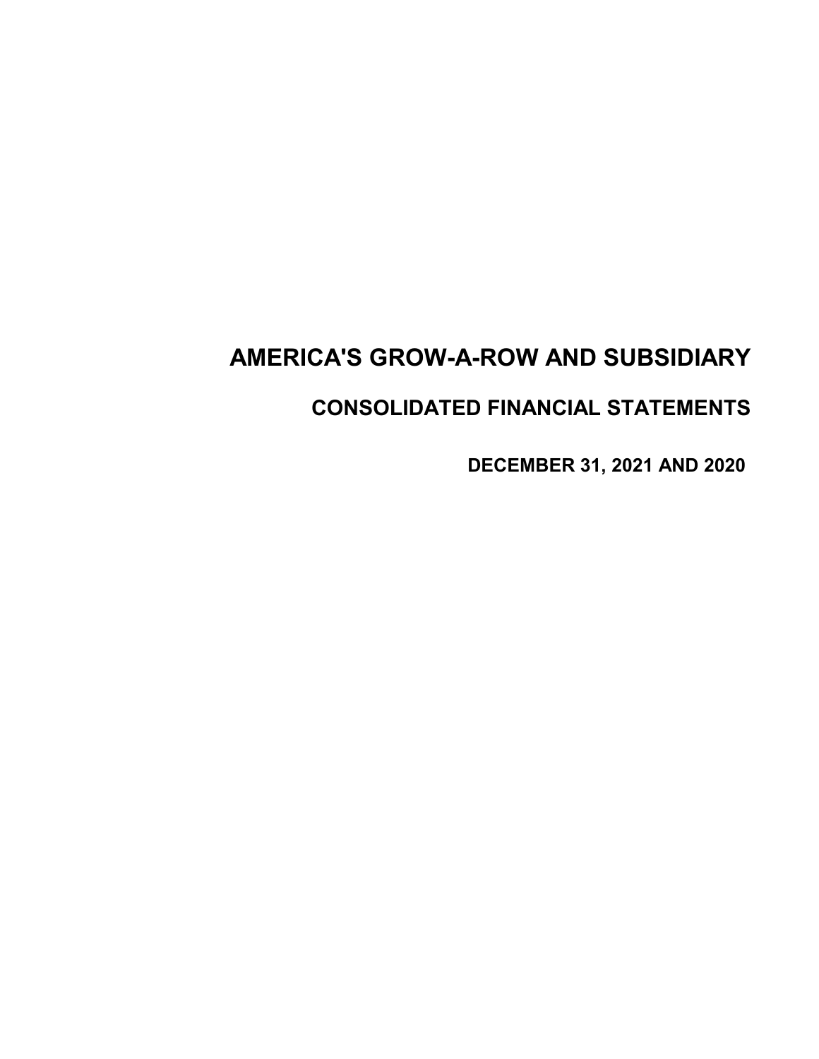# AMERICA'S GROW-A-ROW AND SUBSIDIARY

## CONSOLIDATED FINANCIAL STATEMENTS

### DECEMBER 31, 2021 AND 2020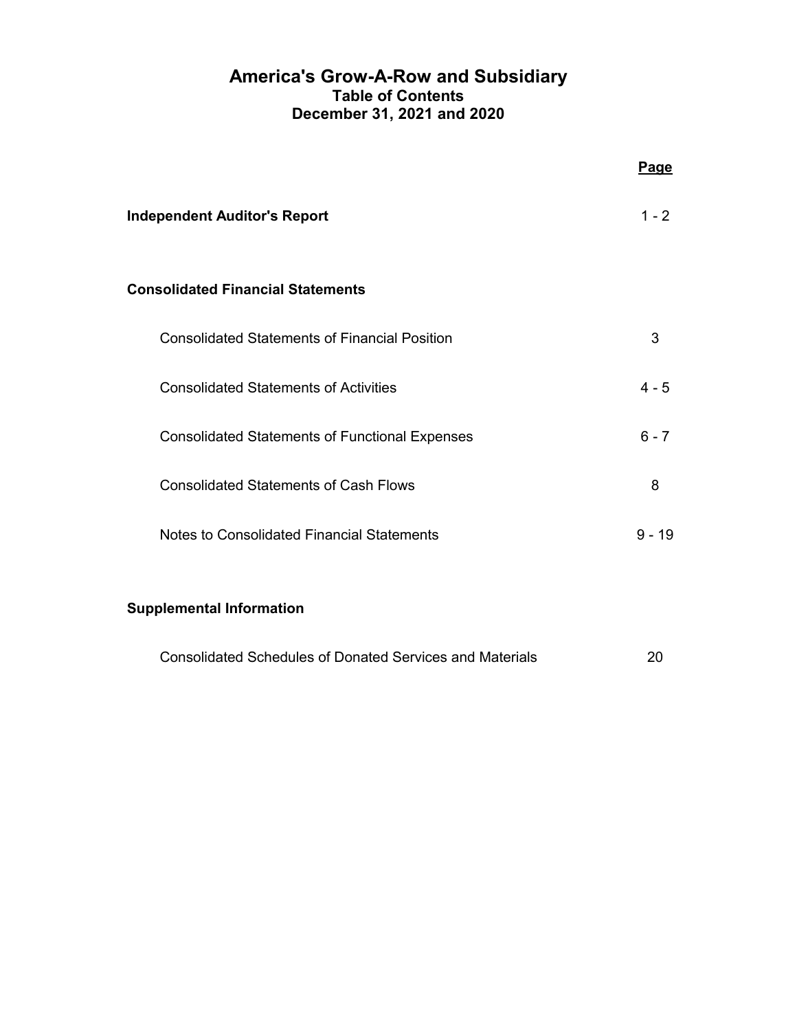# America's Grow-A-Row and Subsidiary
## Table of Contents
## December 31, 2021 and 2020

| | Page |
|---|---|
| **Independent Auditor's Report** | 1 - 2 |
| **Consolidated Financial Statements** | |
| Consolidated Statements of Financial Position | 3 |
| Consolidated Statements of Activities | 4 - 5 |
| Consolidated Statements of Functional Expenses | 6 - 7 |
| Consolidated Statements of Cash Flows | 8 |
| Notes to Consolidated Financial Statements | 9 - 19 |
| **Supplemental Information** | |
| Consolidated Schedules of Donated Services and Materials | 20 |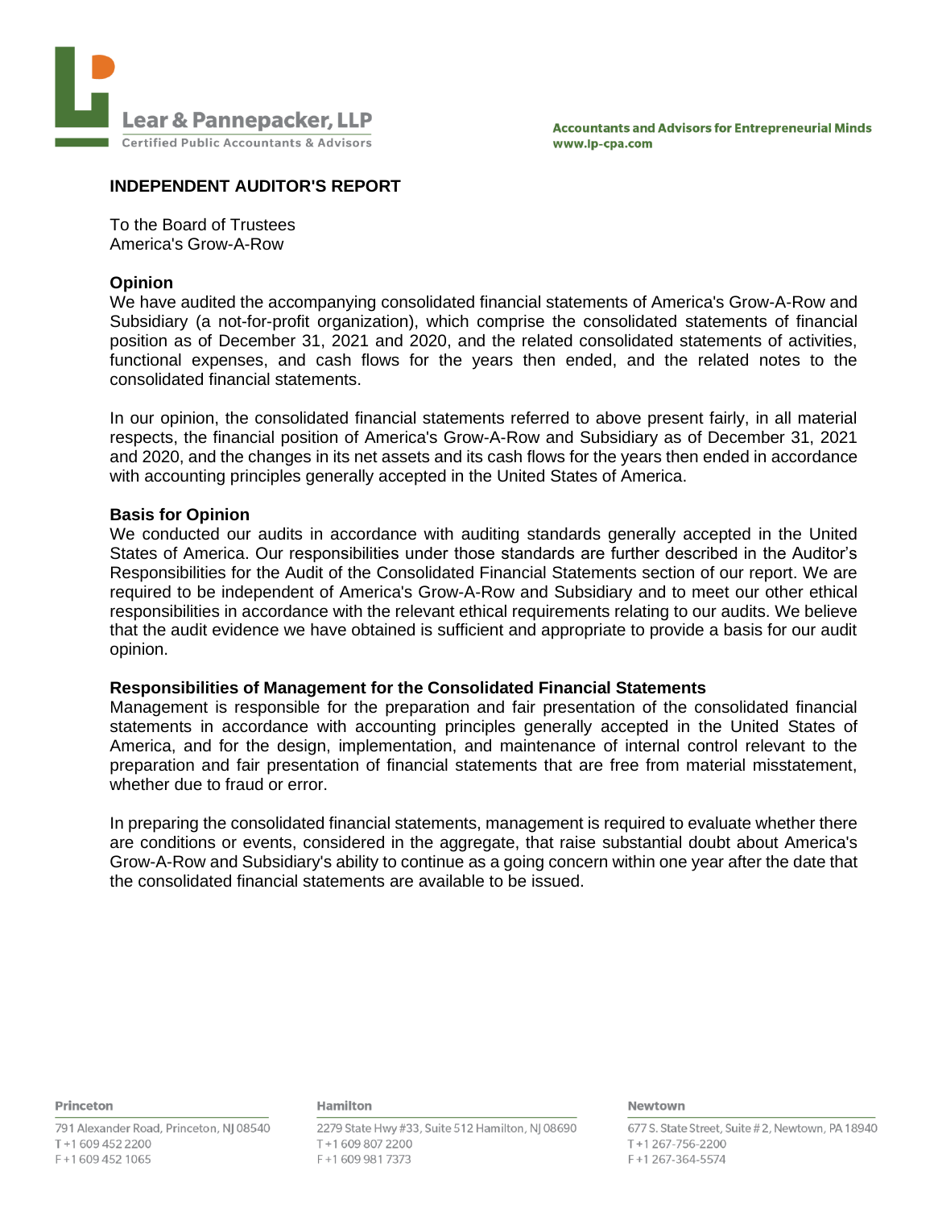Lear & Pannepacker, LLP
Certified Public Accountants & Advisors

Accountants and Advisors for Entrepreneurial Minds
www.lp-cpa.com

## INDEPENDENT AUDITOR'S REPORT

To the Board of Trustees
America's Grow-A-Row

### Opinion

We have audited the accompanying consolidated financial statements of America's Grow-A-Row and Subsidiary (a not-for-profit organization), which comprise the consolidated statements of financial position as of December 31, 2021 and 2020, and the related consolidated statements of activities, functional expenses, and cash flows for the years then ended, and the related notes to the consolidated financial statements.

In our opinion, the consolidated financial statements referred to above present fairly, in all material respects, the financial position of America's Grow-A-Row and Subsidiary as of December 31, 2021 and 2020, and the changes in its net assets and its cash flows for the years then ended in accordance with accounting principles generally accepted in the United States of America.

### Basis for Opinion

We conducted our audits in accordance with auditing standards generally accepted in the United States of America. Our responsibilities under those standards are further described in the Auditor's Responsibilities for the Audit of the Consolidated Financial Statements section of our report. We are required to be independent of America's Grow-A-Row and Subsidiary and to meet our other ethical responsibilities in accordance with the relevant ethical requirements relating to our audits. We believe that the audit evidence we have obtained is sufficient and appropriate to provide a basis for our audit opinion.

### Responsibilities of Management for the Consolidated Financial Statements

Management is responsible for the preparation and fair presentation of the consolidated financial statements in accordance with accounting principles generally accepted in the United States of America, and for the design, implementation, and maintenance of internal control relevant to the preparation and fair presentation of financial statements that are free from material misstatement, whether due to fraud or error.

In preparing the consolidated financial statements, management is required to evaluate whether there are conditions or events, considered in the aggregate, that raise substantial doubt about America's Grow-A-Row and Subsidiary's ability to continue as a going concern within one year after the date that the consolidated financial statements are available to be issued.

**Princeton**
791 Alexander Road, Princeton, NJ 08540
T +1 609 452 2200
F +1 609 452 1065

**Hamilton**
2279 State Hwy #33, Suite 512 Hamilton, NJ 08690
T +1 609 807 2200
F +1 609 981 7373

**Newtown**
677 S. State Street, Suite # 2, Newtown, PA 18940
T +1 267-756-2200
F +1 267-364-5574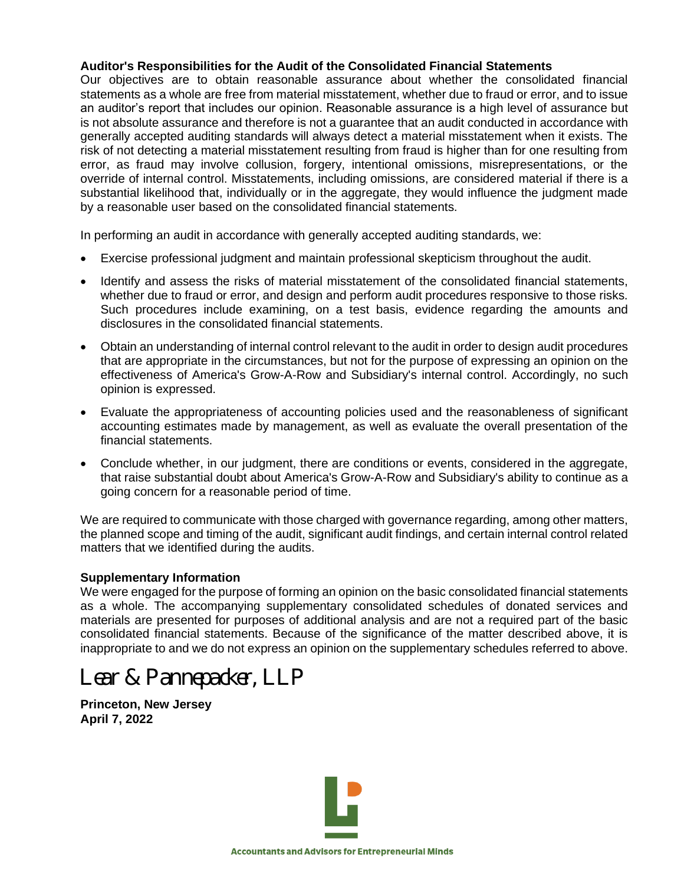**Auditor's Responsibilities for the Audit of the Consolidated Financial Statements**

Our objectives are to obtain reasonable assurance about whether the consolidated financial statements as a whole are free from material misstatement, whether due to fraud or error, and to issue an auditor's report that includes our opinion. Reasonable assurance is a high level of assurance but is not absolute assurance and therefore is not a guarantee that an audit conducted in accordance with generally accepted auditing standards will always detect a material misstatement when it exists. The risk of not detecting a material misstatement resulting from fraud is higher than for one resulting from error, as fraud may involve collusion, forgery, intentional omissions, misrepresentations, or the override of internal control. Misstatements, including omissions, are considered material if there is a substantial likelihood that, individually or in the aggregate, they would influence the judgment made by a reasonable user based on the consolidated financial statements.

In performing an audit in accordance with generally accepted auditing standards, we:

- Exercise professional judgment and maintain professional skepticism throughout the audit.
- Identify and assess the risks of material misstatement of the consolidated financial statements, whether due to fraud or error, and design and perform audit procedures responsive to those risks. Such procedures include examining, on a test basis, evidence regarding the amounts and disclosures in the consolidated financial statements.
- Obtain an understanding of internal control relevant to the audit in order to design audit procedures that are appropriate in the circumstances, but not for the purpose of expressing an opinion on the effectiveness of America's Grow-A-Row and Subsidiary's internal control. Accordingly, no such opinion is expressed.
- Evaluate the appropriateness of accounting policies used and the reasonableness of significant accounting estimates made by management, as well as evaluate the overall presentation of the financial statements.
- Conclude whether, in our judgment, there are conditions or events, considered in the aggregate, that raise substantial doubt about America's Grow-A-Row and Subsidiary's ability to continue as a going concern for a reasonable period of time.

We are required to communicate with those charged with governance regarding, among other matters, the planned scope and timing of the audit, significant audit findings, and certain internal control related matters that we identified during the audits.

**Supplementary Information**

We were engaged for the purpose of forming an opinion on the basic consolidated financial statements as a whole. The accompanying supplementary consolidated schedules of donated services and materials are presented for purposes of additional analysis and are not a required part of the basic consolidated financial statements. Because of the significance of the matter described above, it is inappropriate to and we do not express an opinion on the supplementary schedules referred to above.

Lear & Pannepacker, LLP

**Princeton, New Jersey**
**April 7, 2022**

Accountants and Advisors for Entrepreneurial Minds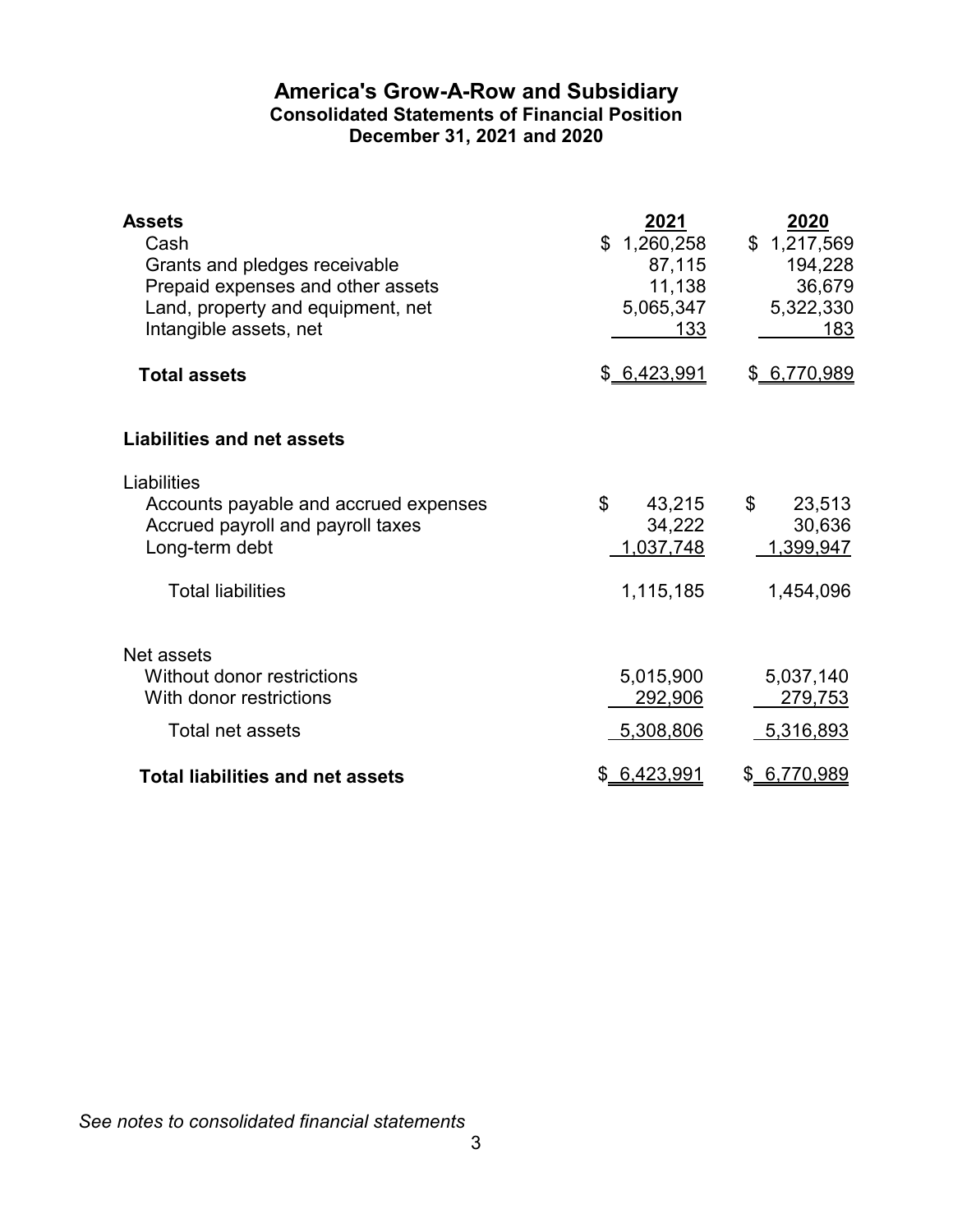# America's Grow-A-Row and Subsidiary

## Consolidated Statements of Financial Position

### December 31, 2021 and 2020

| | 2021 | 2020 |
|---|---|---|
| **Assets** | | |
| Cash | $ 1,260,258 | $ 1,217,569 |
| Grants and pledges receivable | 87,115 | 194,228 |
| Prepaid expenses and other assets | 11,138 | 36,679 |
| Land, property and equipment, net | 5,065,347 | 5,322,330 |
| Intangible assets, net | 133 | 183 |
| **Total assets** | $ 6,423,991 | $ 6,770,989 |
| | | |
| **Liabilities and net assets** | | |
| | | |
| Liabilities | | |
| Accounts payable and accrued expenses | $ 43,215 | $ 23,513 |
| Accrued payroll and payroll taxes | 34,222 | 30,636 |
| Long-term debt | 1,037,748 | 1,399,947 |
| Total liabilities | 1,115,185 | 1,454,096 |
| | | |
| Net assets | | |
| Without donor restrictions | 5,015,900 | 5,037,140 |
| With donor restrictions | 292,906 | 279,753 |
| Total net assets | 5,308,806 | 5,316,893 |
| **Total liabilities and net assets** | $ 6,423,991 | $ 6,770,989 |

*See notes to consolidated financial statements*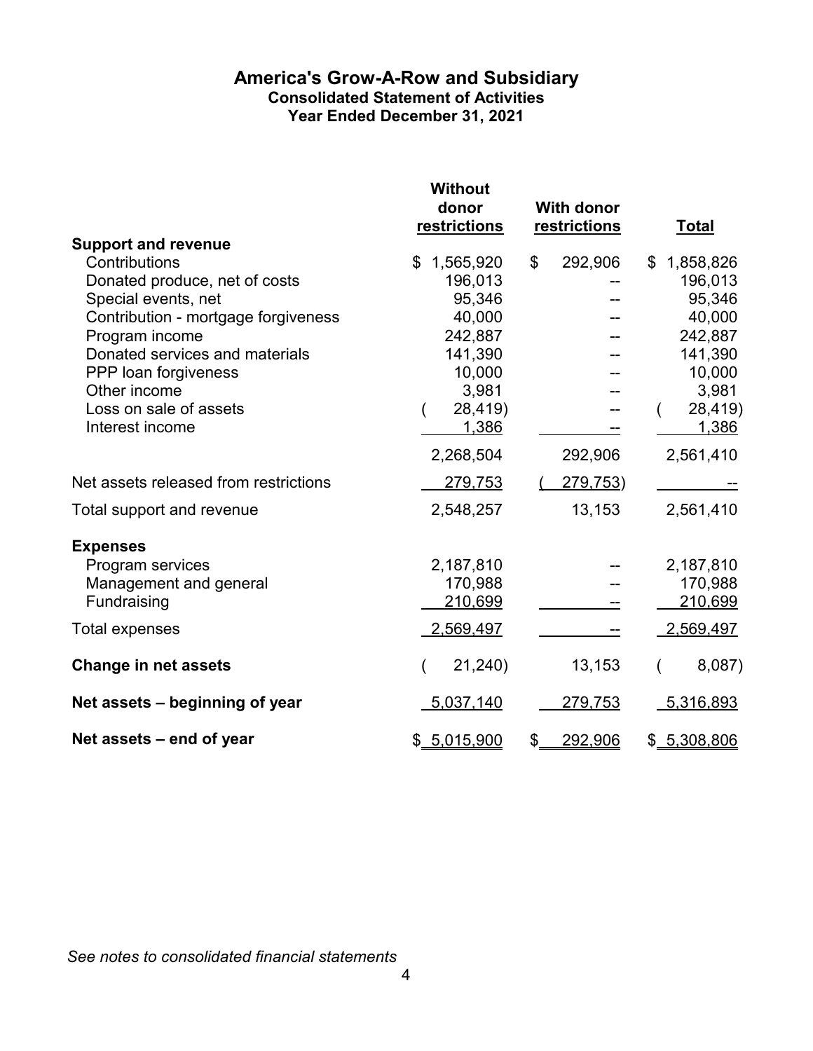# America's Grow-A-Row and Subsidiary

## Consolidated Statement of Activities

### Year Ended December 31, 2021

| | Without donor restrictions | With donor restrictions | Total |
|---|---|---|---|
| **Support and revenue** | | | |
| Contributions | $ 1,565,920 | $ 292,906 | $ 1,858,826 |
| Donated produce, net of costs | 196,013 | -- | 196,013 |
| Special events, net | 95,346 | -- | 95,346 |
| Contribution - mortgage forgiveness | 40,000 | -- | 40,000 |
| Program income | 242,887 | -- | 242,887 |
| Donated services and materials | 141,390 | -- | 141,390 |
| PPP loan forgiveness | 10,000 | -- | 10,000 |
| Other income | 3,981 | -- | 3,981 |
| Loss on sale of assets | ( 28,419) | -- | ( 28,419) |
| Interest income | 1,386 | -- | 1,386 |
| | 2,268,504 | 292,906 | 2,561,410 |
| Net assets released from restrictions | 279,753 | ( 279,753) | -- |
| Total support and revenue | 2,548,257 | 13,153 | 2,561,410 |
| **Expenses** | | | |
| Program services | 2,187,810 | -- | 2,187,810 |
| Management and general | 170,988 | -- | 170,988 |
| Fundraising | 210,699 | -- | 210,699 |
| Total expenses | 2,569,497 | -- | 2,569,497 |
| **Change in net assets** | ( 21,240) | 13,153 | ( 8,087) |
| **Net assets – beginning of year** | 5,037,140 | 279,753 | 5,316,893 |
| **Net assets – end of year** | $ 5,015,900 | $ 292,906 | $ 5,308,806 |

*See notes to consolidated financial statements*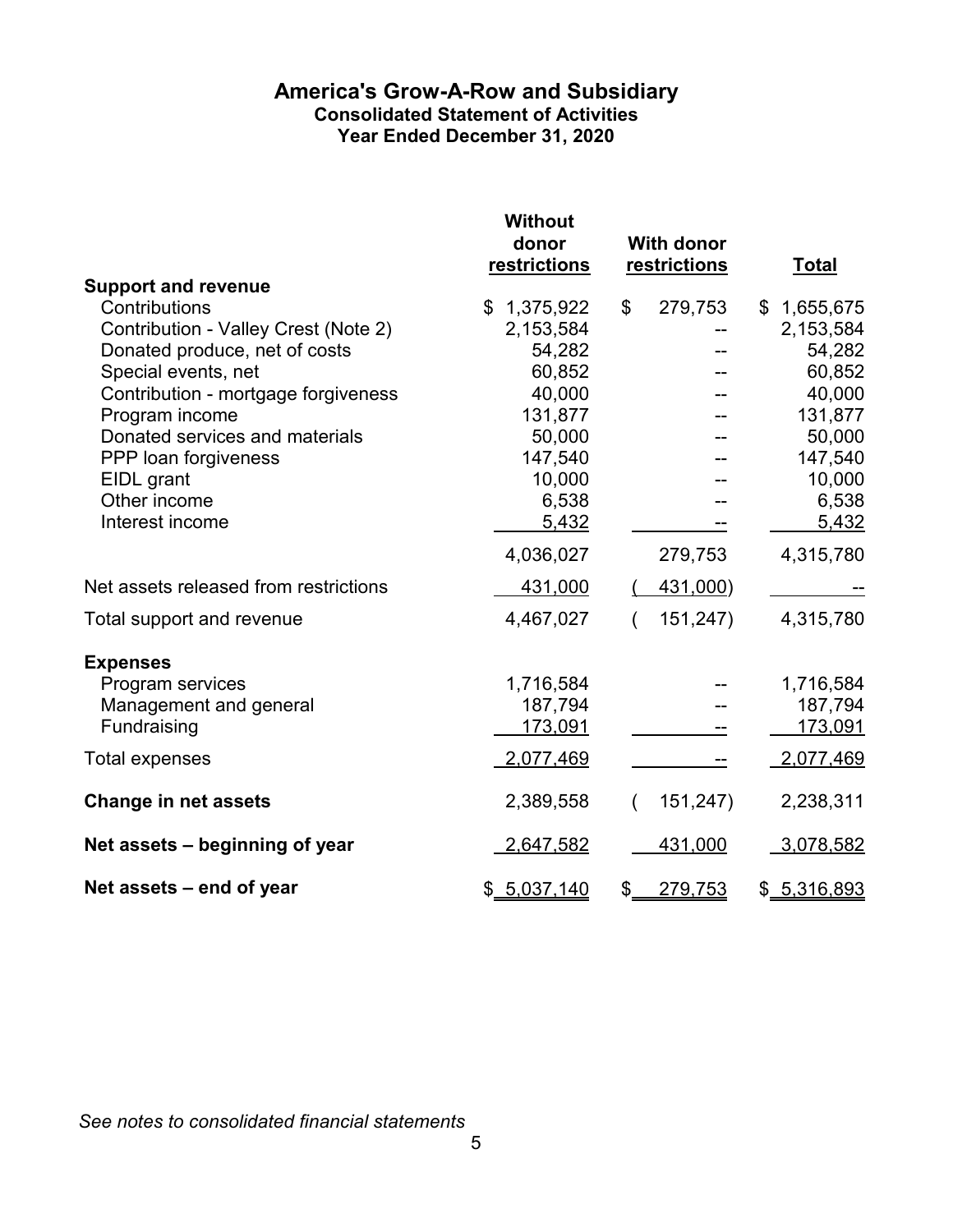# America's Grow-A-Row and Subsidiary

## Consolidated Statement of Activities

### Year Ended December 31, 2020

| | Without donor restrictions | With donor restrictions | Total |
|---|---|---|---|
| **Support and revenue** | | | |
| Contributions | $ 1,375,922 | $ 279,753 | $ 1,655,675 |
| Contribution - Valley Crest (Note 2) | 2,153,584 | -- | 2,153,584 |
| Donated produce, net of costs | 54,282 | -- | 54,282 |
| Special events, net | 60,852 | -- | 60,852 |
| Contribution - mortgage forgiveness | 40,000 | -- | 40,000 |
| Program income | 131,877 | -- | 131,877 |
| Donated services and materials | 50,000 | -- | 50,000 |
| PPP loan forgiveness | 147,540 | -- | 147,540 |
| EIDL grant | 10,000 | -- | 10,000 |
| Other income | 6,538 | -- | 6,538 |
| Interest income | 5,432 | -- | 5,432 |
| | 4,036,027 | 279,753 | 4,315,780 |
| Net assets released from restrictions | 431,000 | ( 431,000) | -- |
| Total support and revenue | 4,467,027 | ( 151,247) | 4,315,780 |
| **Expenses** | | | |
| Program services | 1,716,584 | -- | 1,716,584 |
| Management and general | 187,794 | -- | 187,794 |
| Fundraising | 173,091 | -- | 173,091 |
| Total expenses | 2,077,469 | -- | 2,077,469 |
| **Change in net assets** | 2,389,558 | ( 151,247) | 2,238,311 |
| **Net assets – beginning of year** | 2,647,582 | 431,000 | 3,078,582 |
| **Net assets – end of year** | $ 5,037,140 | $ 279,753 | $ 5,316,893 |

*See notes to consolidated financial statements*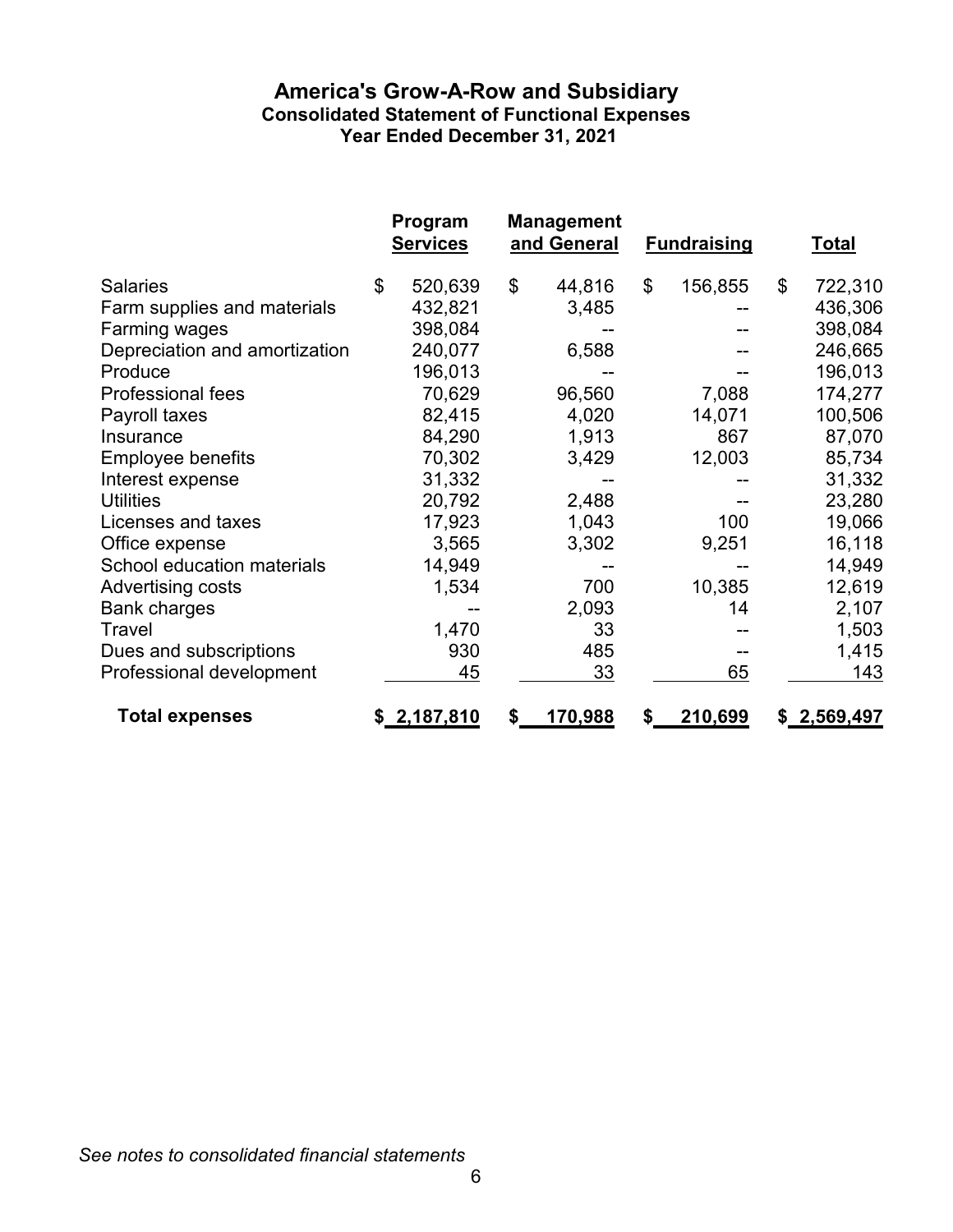# America's Grow-A-Row and Subsidiary

## Consolidated Statement of Functional Expenses

### Year Ended December 31, 2021

| | Program Services | Management and General | Fundraising | Total |
|---|---|---|---|---|
| Salaries | $ 520,639 | $ 44,816 | $ 156,855 | $ 722,310 |
| Farm supplies and materials | 432,821 | 3,485 | -- | 436,306 |
| Farming wages | 398,084 | -- | -- | 398,084 |
| Depreciation and amortization | 240,077 | 6,588 | -- | 246,665 |
| Produce | 196,013 | -- | -- | 196,013 |
| Professional fees | 70,629 | 96,560 | 7,088 | 174,277 |
| Payroll taxes | 82,415 | 4,020 | 14,071 | 100,506 |
| Insurance | 84,290 | 1,913 | 867 | 87,070 |
| Employee benefits | 70,302 | 3,429 | 12,003 | 85,734 |
| Interest expense | 31,332 | -- | -- | 31,332 |
| Utilities | 20,792 | 2,488 | -- | 23,280 |
| Licenses and taxes | 17,923 | 1,043 | 100 | 19,066 |
| Office expense | 3,565 | 3,302 | 9,251 | 16,118 |
| School education materials | 14,949 | -- | -- | 14,949 |
| Advertising costs | 1,534 | 700 | 10,385 | 12,619 |
| Bank charges | -- | 2,093 | 14 | 2,107 |
| Travel | 1,470 | 33 | -- | 1,503 |
| Dues and subscriptions | 930 | 485 | -- | 1,415 |
| Professional development | 45 | 33 | 65 | 143 |
| **Total expenses** | **$ 2,187,810** | **$ 170,988** | **$ 210,699** | **$ 2,569,497** |

*See notes to consolidated financial statements*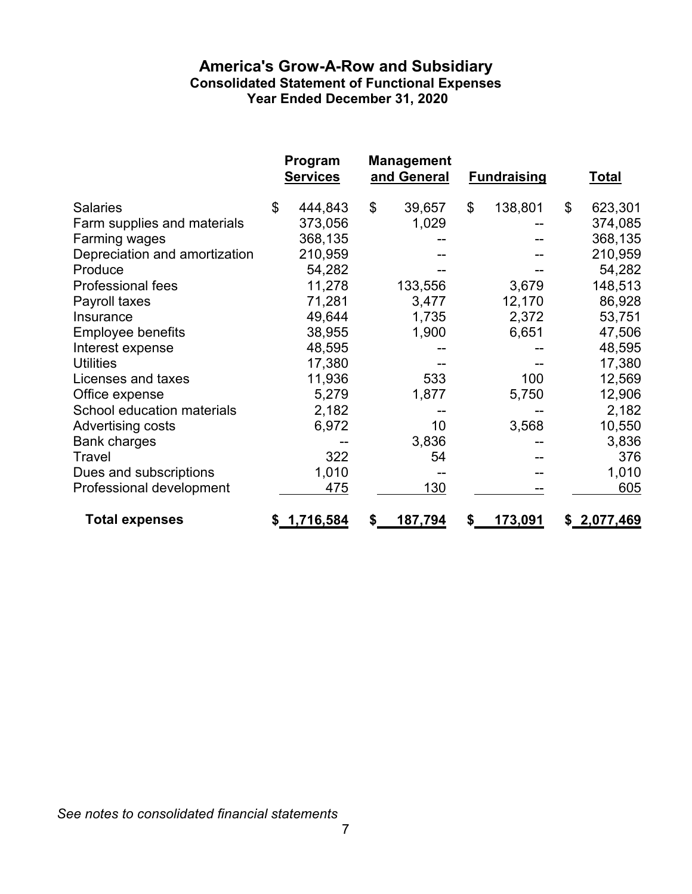# America's Grow-A-Row and Subsidiary

## Consolidated Statement of Functional Expenses

### Year Ended December 31, 2020

| | Program Services | Management and General | Fundraising | Total |
|---|---|---|---|---|
| Salaries | $ 444,843 | $ 39,657 | $ 138,801 | $ 623,301 |
| Farm supplies and materials | 373,056 | 1,029 | -- | 374,085 |
| Farming wages | 368,135 | -- | -- | 368,135 |
| Depreciation and amortization | 210,959 | -- | -- | 210,959 |
| Produce | 54,282 | -- | -- | 54,282 |
| Professional fees | 11,278 | 133,556 | 3,679 | 148,513 |
| Payroll taxes | 71,281 | 3,477 | 12,170 | 86,928 |
| Insurance | 49,644 | 1,735 | 2,372 | 53,751 |
| Employee benefits | 38,955 | 1,900 | 6,651 | 47,506 |
| Interest expense | 48,595 | -- | -- | 48,595 |
| Utilities | 17,380 | -- | -- | 17,380 |
| Licenses and taxes | 11,936 | 533 | 100 | 12,569 |
| Office expense | 5,279 | 1,877 | 5,750 | 12,906 |
| School education materials | 2,182 | -- | -- | 2,182 |
| Advertising costs | 6,972 | 10 | 3,568 | 10,550 |
| Bank charges | -- | 3,836 | -- | 3,836 |
| Travel | 322 | 54 | -- | 376 |
| Dues and subscriptions | 1,010 | -- | -- | 1,010 |
| Professional development | 475 | 130 | -- | 605 |
| **Total expenses** | **$ 1,716,584** | **$ 187,794** | **$ 173,091** | **$ 2,077,469** |

*See notes to consolidated financial statements*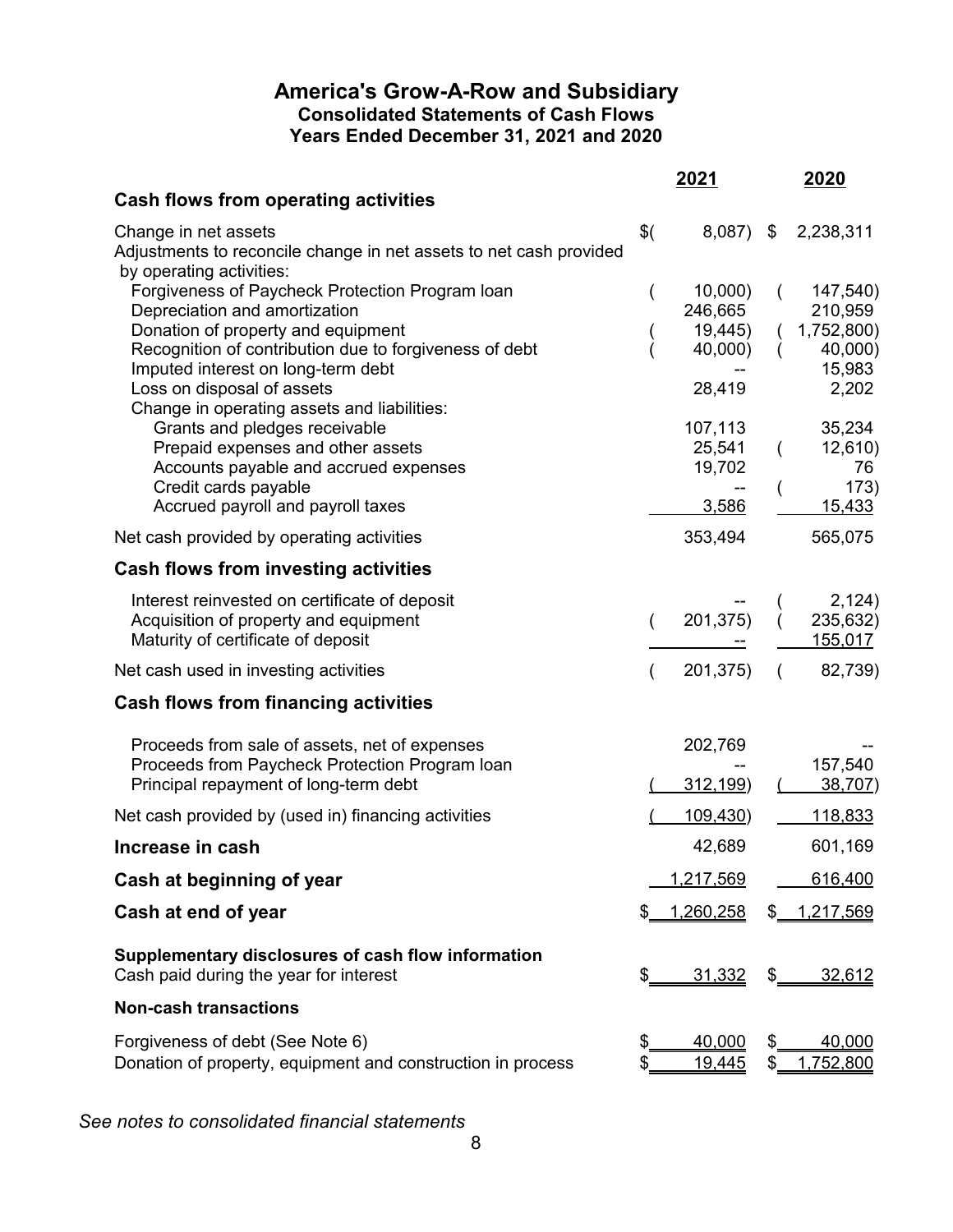# America's Grow-A-Row and Subsidiary

## Consolidated Statements of Cash Flows

### Years Ended December 31, 2021 and 2020

| | 2021 | 2020 |
|---|---|---|
| **Cash flows from operating activities** | | |
| Change in net assets | $(8,087) | $ 2,238,311 |
| Adjustments to reconcile change in net assets to net cash provided by operating activities: | | |
| Forgiveness of Paycheck Protection Program loan | (10,000) | (147,540) |
| Depreciation and amortization | 246,665 | 210,959 |
| Donation of property and equipment | (19,445) | (1,752,800) |
| Recognition of contribution due to forgiveness of debt | (40,000) | (40,000) |
| Imputed interest on long-term debt | -- | 15,983 |
| Loss on disposal of assets | 28,419 | 2,202 |
| Change in operating assets and liabilities: | | |
| Grants and pledges receivable | 107,113 | 35,234 |
| Prepaid expenses and other assets | 25,541 | (12,610) |
| Accounts payable and accrued expenses | 19,702 | 76 |
| Credit cards payable | -- | (173) |
| Accrued payroll and payroll taxes | 3,586 | 15,433 |
| Net cash provided by operating activities | 353,494 | 565,075 |
| **Cash flows from investing activities** | | |
| Interest reinvested on certificate of deposit | -- | (2,124) |
| Acquisition of property and equipment | (201,375) | (235,632) |
| Maturity of certificate of deposit | -- | 155,017 |
| Net cash used in investing activities | (201,375) | (82,739) |
| **Cash flows from financing activities** | | |
| Proceeds from sale of assets, net of expenses | 202,769 | -- |
| Proceeds from Paycheck Protection Program loan | -- | 157,540 |
| Principal repayment of long-term debt | (312,199) | (38,707) |
| Net cash provided by (used in) financing activities | (109,430) | 118,833 |
| **Increase in cash** | 42,689 | 601,169 |
| **Cash at beginning of year** | 1,217,569 | 616,400 |
| **Cash at end of year** | $ 1,260,258 | $ 1,217,569 |
| **Supplementary disclosures of cash flow information** | | |
| Cash paid during the year for interest | $ 31,332 | $ 32,612 |
| **Non-cash transactions** | | |
| Forgiveness of debt (See Note 6) | $ 40,000 | $ 40,000 |
| Donation of property, equipment and construction in process | $ 19,445 | $ 1,752,800 |

*See notes to consolidated financial statements*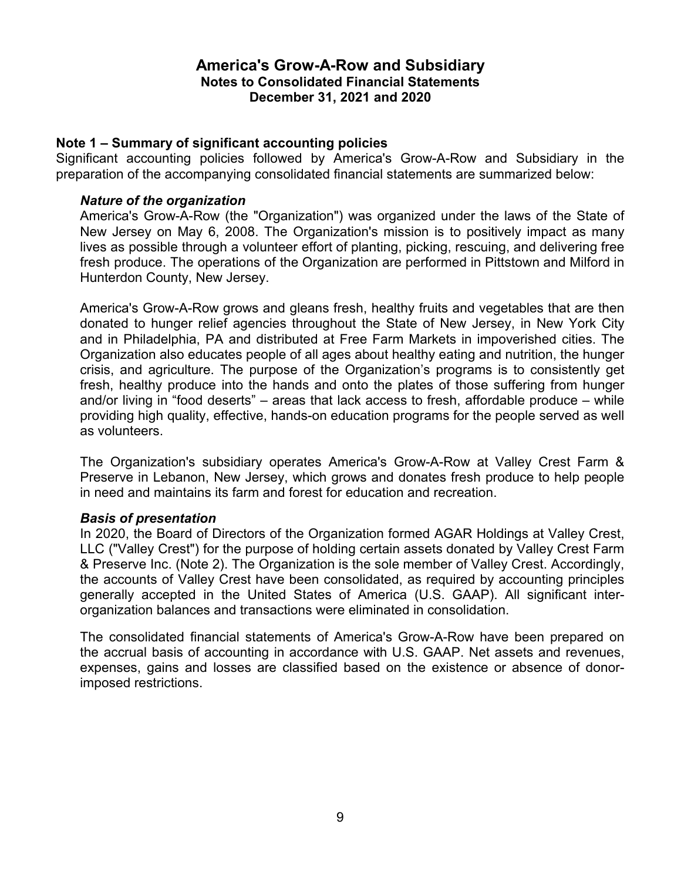# America's Grow-A-Row and Subsidiary
## Notes to Consolidated Financial Statements
## December 31, 2021 and 2020

### Note 1 – Summary of significant accounting policies

Significant accounting policies followed by America's Grow-A-Row and Subsidiary in the preparation of the accompanying consolidated financial statements are summarized below:

***Nature of the organization***

America's Grow-A-Row (the "Organization") was organized under the laws of the State of New Jersey on May 6, 2008. The Organization's mission is to positively impact as many lives as possible through a volunteer effort of planting, picking, rescuing, and delivering free fresh produce. The operations of the Organization are performed in Pittstown and Milford in Hunterdon County, New Jersey.

America's Grow-A-Row grows and gleans fresh, healthy fruits and vegetables that are then donated to hunger relief agencies throughout the State of New Jersey, in New York City and in Philadelphia, PA and distributed at Free Farm Markets in impoverished cities. The Organization also educates people of all ages about healthy eating and nutrition, the hunger crisis, and agriculture. The purpose of the Organization's programs is to consistently get fresh, healthy produce into the hands and onto the plates of those suffering from hunger and/or living in "food deserts" – areas that lack access to fresh, affordable produce – while providing high quality, effective, hands-on education programs for the people served as well as volunteers.

The Organization's subsidiary operates America's Grow-A-Row at Valley Crest Farm & Preserve in Lebanon, New Jersey, which grows and donates fresh produce to help people in need and maintains its farm and forest for education and recreation.

***Basis of presentation***

In 2020, the Board of Directors of the Organization formed AGAR Holdings at Valley Crest, LLC ("Valley Crest") for the purpose of holding certain assets donated by Valley Crest Farm & Preserve Inc. (Note 2). The Organization is the sole member of Valley Crest. Accordingly, the accounts of Valley Crest have been consolidated, as required by accounting principles generally accepted in the United States of America (U.S. GAAP). All significant inter-organization balances and transactions were eliminated in consolidation.

The consolidated financial statements of America's Grow-A-Row have been prepared on the accrual basis of accounting in accordance with U.S. GAAP. Net assets and revenues, expenses, gains and losses are classified based on the existence or absence of donor-imposed restrictions.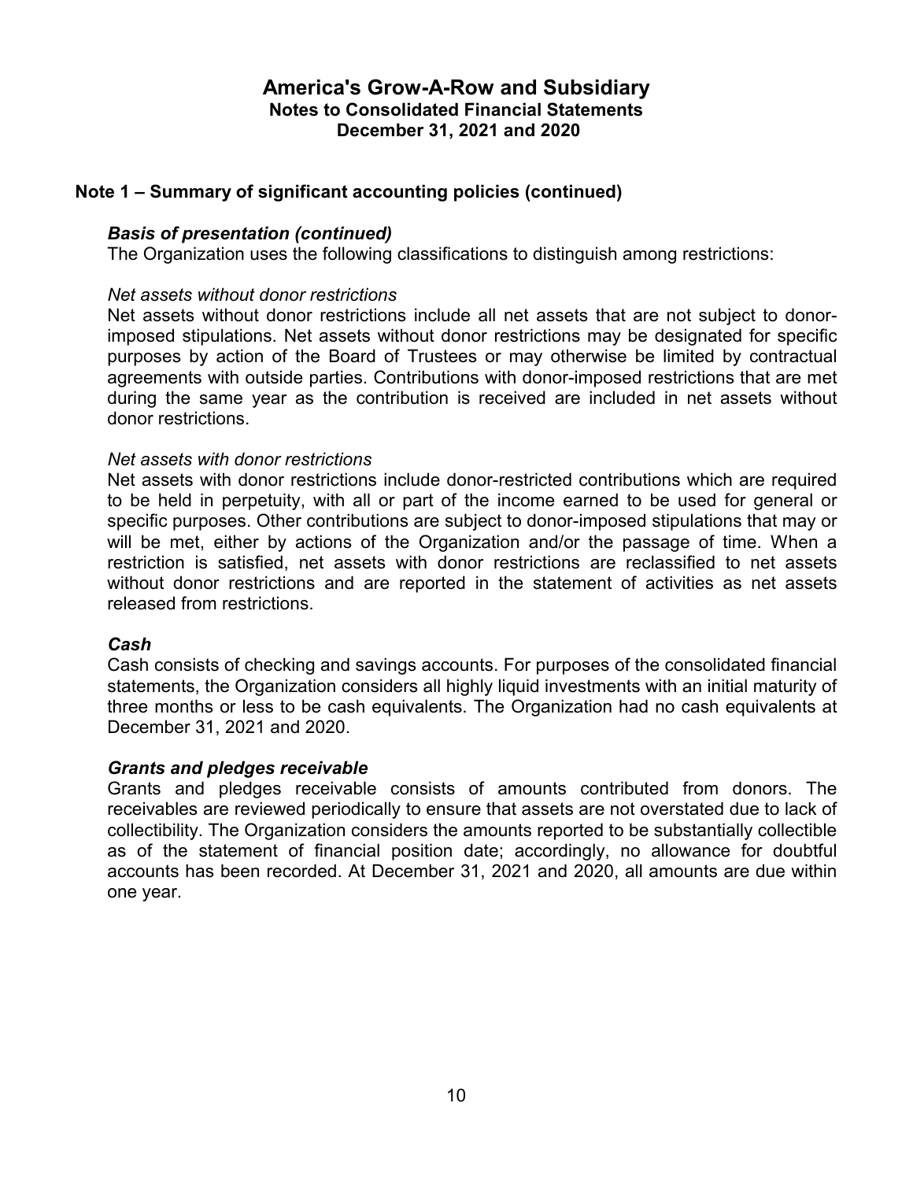# America's Grow-A-Row and Subsidiary
## Notes to Consolidated Financial Statements
## December 31, 2021 and 2020

## Note 1 – Summary of significant accounting policies (continued)

### *Basis of presentation (continued)*

The Organization uses the following classifications to distinguish among restrictions:

*Net assets without donor restrictions*

Net assets without donor restrictions include all net assets that are not subject to donor-imposed stipulations. Net assets without donor restrictions may be designated for specific purposes by action of the Board of Trustees or may otherwise be limited by contractual agreements with outside parties. Contributions with donor-imposed restrictions that are met during the same year as the contribution is received are included in net assets without donor restrictions.

*Net assets with donor restrictions*

Net assets with donor restrictions include donor-restricted contributions which are required to be held in perpetuity, with all or part of the income earned to be used for general or specific purposes. Other contributions are subject to donor-imposed stipulations that may or will be met, either by actions of the Organization and/or the passage of time. When a restriction is satisfied, net assets with donor restrictions are reclassified to net assets without donor restrictions and are reported in the statement of activities as net assets released from restrictions.

### *Cash*

Cash consists of checking and savings accounts. For purposes of the consolidated financial statements, the Organization considers all highly liquid investments with an initial maturity of three months or less to be cash equivalents. The Organization had no cash equivalents at December 31, 2021 and 2020.

### *Grants and pledges receivable*

Grants and pledges receivable consists of amounts contributed from donors. The receivables are reviewed periodically to ensure that assets are not overstated due to lack of collectibility. The Organization considers the amounts reported to be substantially collectible as of the statement of financial position date; accordingly, no allowance for doubtful accounts has been recorded. At December 31, 2021 and 2020, all amounts are due within one year.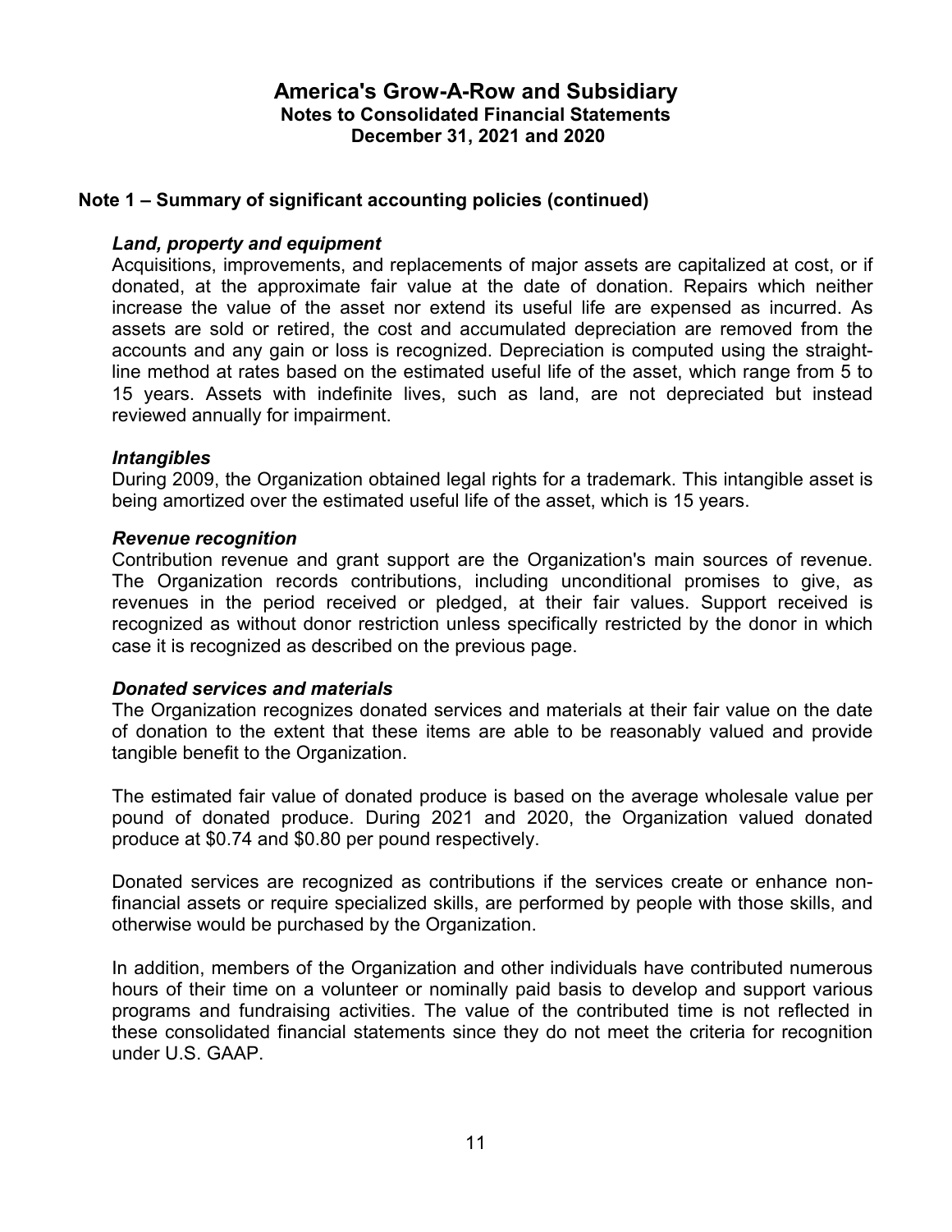# America's Grow-A-Row and Subsidiary

**Notes to Consolidated Financial Statements**

**December 31, 2021 and 2020**

## Note 1 – Summary of significant accounting policies (continued)

### *Land, property and equipment*

Acquisitions, improvements, and replacements of major assets are capitalized at cost, or if donated, at the approximate fair value at the date of donation. Repairs which neither increase the value of the asset nor extend its useful life are expensed as incurred. As assets are sold or retired, the cost and accumulated depreciation are removed from the accounts and any gain or loss is recognized. Depreciation is computed using the straight-line method at rates based on the estimated useful life of the asset, which range from 5 to 15 years. Assets with indefinite lives, such as land, are not depreciated but instead reviewed annually for impairment.

### *Intangibles*

During 2009, the Organization obtained legal rights for a trademark. This intangible asset is being amortized over the estimated useful life of the asset, which is 15 years.

### *Revenue recognition*

Contribution revenue and grant support are the Organization's main sources of revenue. The Organization records contributions, including unconditional promises to give, as revenues in the period received or pledged, at their fair values. Support received is recognized as without donor restriction unless specifically restricted by the donor in which case it is recognized as described on the previous page.

### *Donated services and materials*

The Organization recognizes donated services and materials at their fair value on the date of donation to the extent that these items are able to be reasonably valued and provide tangible benefit to the Organization.

The estimated fair value of donated produce is based on the average wholesale value per pound of donated produce. During 2021 and 2020, the Organization valued donated produce at $0.74 and $0.80 per pound respectively.

Donated services are recognized as contributions if the services create or enhance non-financial assets or require specialized skills, are performed by people with those skills, and otherwise would be purchased by the Organization.

In addition, members of the Organization and other individuals have contributed numerous hours of their time on a volunteer or nominally paid basis to develop and support various programs and fundraising activities. The value of the contributed time is not reflected in these consolidated financial statements since they do not meet the criteria for recognition under U.S. GAAP.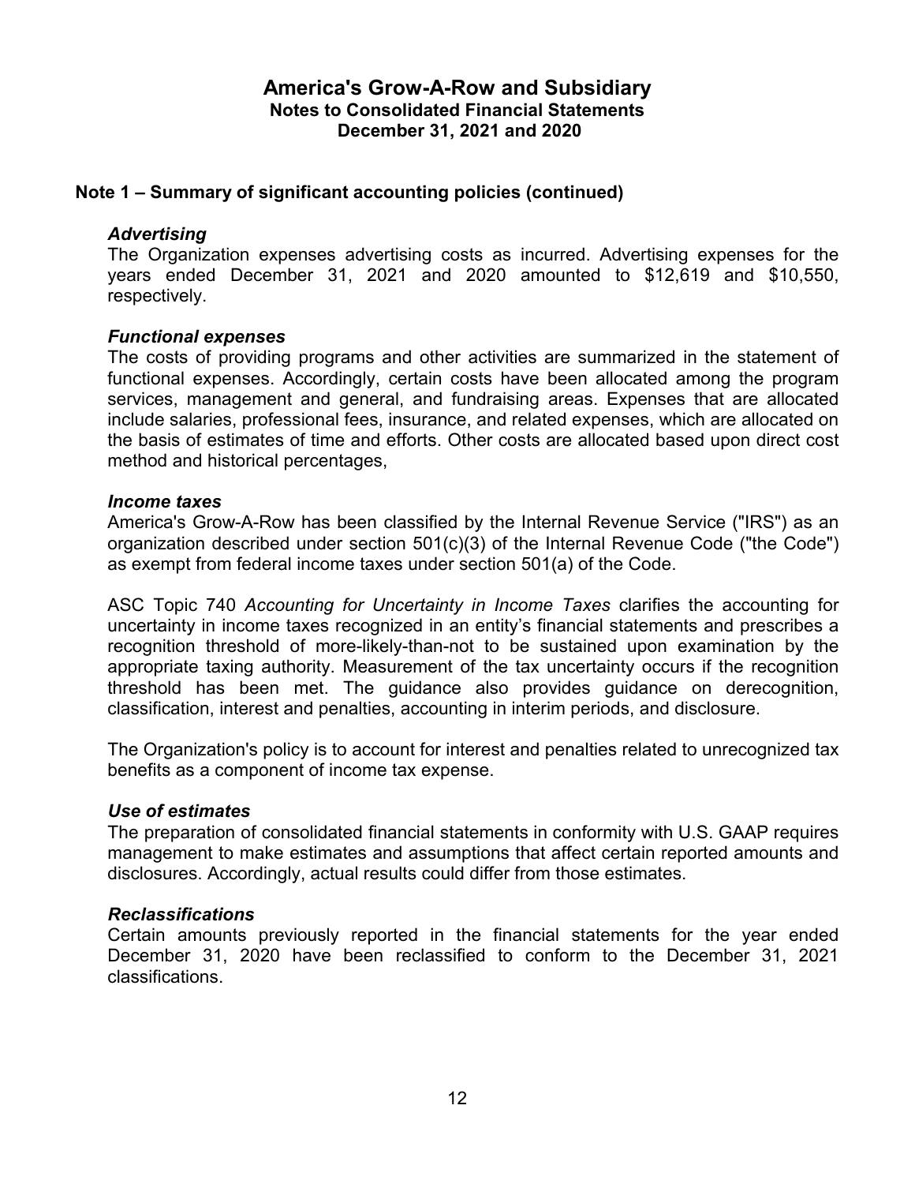## Note 1 – Summary of significant accounting policies (continued)

### *Advertising*

The Organization expenses advertising costs as incurred. Advertising expenses for the years ended December 31, 2021 and 2020 amounted to $12,619 and $10,550, respectively.

### *Functional expenses*

The costs of providing programs and other activities are summarized in the statement of functional expenses. Accordingly, certain costs have been allocated among the program services, management and general, and fundraising areas. Expenses that are allocated include salaries, professional fees, insurance, and related expenses, which are allocated on the basis of estimates of time and efforts. Other costs are allocated based upon direct cost method and historical percentages,

### *Income taxes*

America's Grow-A-Row has been classified by the Internal Revenue Service ("IRS") as an organization described under section 501(c)(3) of the Internal Revenue Code ("the Code") as exempt from federal income taxes under section 501(a) of the Code.

ASC Topic 740 *Accounting for Uncertainty in Income Taxes* clarifies the accounting for uncertainty in income taxes recognized in an entity's financial statements and prescribes a recognition threshold of more-likely-than-not to be sustained upon examination by the appropriate taxing authority. Measurement of the tax uncertainty occurs if the recognition threshold has been met. The guidance also provides guidance on derecognition, classification, interest and penalties, accounting in interim periods, and disclosure.

The Organization's policy is to account for interest and penalties related to unrecognized tax benefits as a component of income tax expense.

### *Use of estimates*

The preparation of consolidated financial statements in conformity with U.S. GAAP requires management to make estimates and assumptions that affect certain reported amounts and disclosures. Accordingly, actual results could differ from those estimates.

### *Reclassifications*

Certain amounts previously reported in the financial statements for the year ended December 31, 2020 have been reclassified to conform to the December 31, 2021 classifications.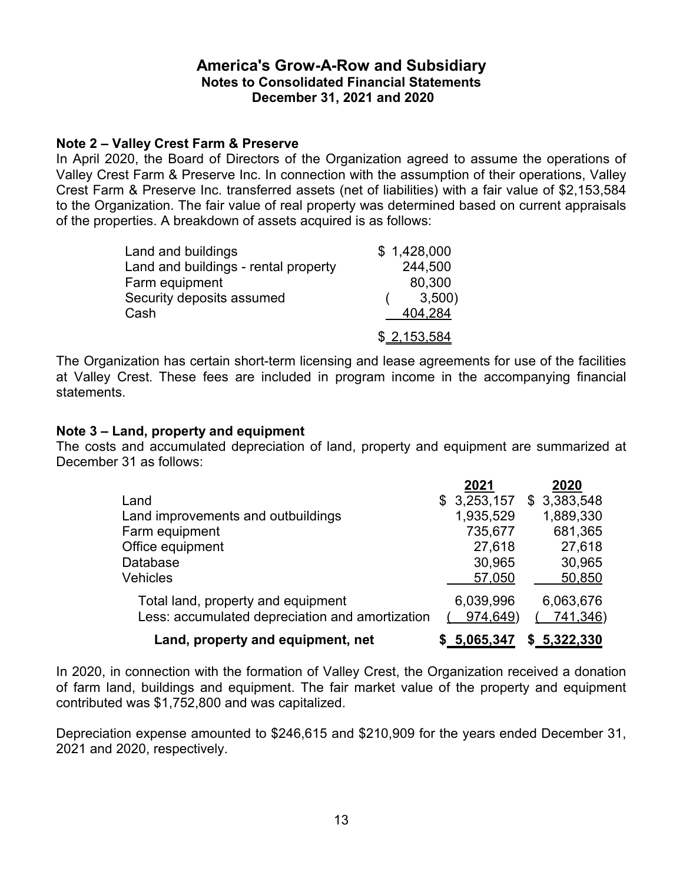# America's Grow-A-Row and Subsidiary
## Notes to Consolidated Financial Statements
## December 31, 2021 and 2020

**Note 2 – Valley Crest Farm & Preserve**

In April 2020, the Board of Directors of the Organization agreed to assume the operations of Valley Crest Farm & Preserve Inc. In connection with the assumption of their operations, Valley Crest Farm & Preserve Inc. transferred assets (net of liabilities) with a fair value of $2,153,584 to the Organization. The fair value of real property was determined based on current appraisals of the properties. A breakdown of assets acquired is as follows:

| | |
|---|---|
| Land and buildings | $ 1,428,000 |
| Land and buildings - rental property | 244,500 |
| Farm equipment | 80,300 |
| Security deposits assumed | ( 3,500) |
| Cash | 404,284 |
| | $ 2,153,584 |

The Organization has certain short-term licensing and lease agreements for use of the facilities at Valley Crest. These fees are included in program income in the accompanying financial statements.

**Note 3 – Land, property and equipment**

The costs and accumulated depreciation of land, property and equipment are summarized at December 31 as follows:

| | 2021 | 2020 |
|---|---|---|
| Land | $ 3,253,157 | $ 3,383,548 |
| Land improvements and outbuildings | 1,935,529 | 1,889,330 |
| Farm equipment | 735,677 | 681,365 |
| Office equipment | 27,618 | 27,618 |
| Database | 30,965 | 30,965 |
| Vehicles | 57,050 | 50,850 |
| Total land, property and equipment | 6,039,996 | 6,063,676 |
| Less: accumulated depreciation and amortization | ( 974,649) | ( 741,346) |
| **Land, property and equipment, net** | **$ 5,065,347** | **$ 5,322,330** |

In 2020, in connection with the formation of Valley Crest, the Organization received a donation of farm land, buildings and equipment. The fair market value of the property and equipment contributed was $1,752,800 and was capitalized.

Depreciation expense amounted to $246,615 and $210,909 for the years ended December 31, 2021 and 2020, respectively.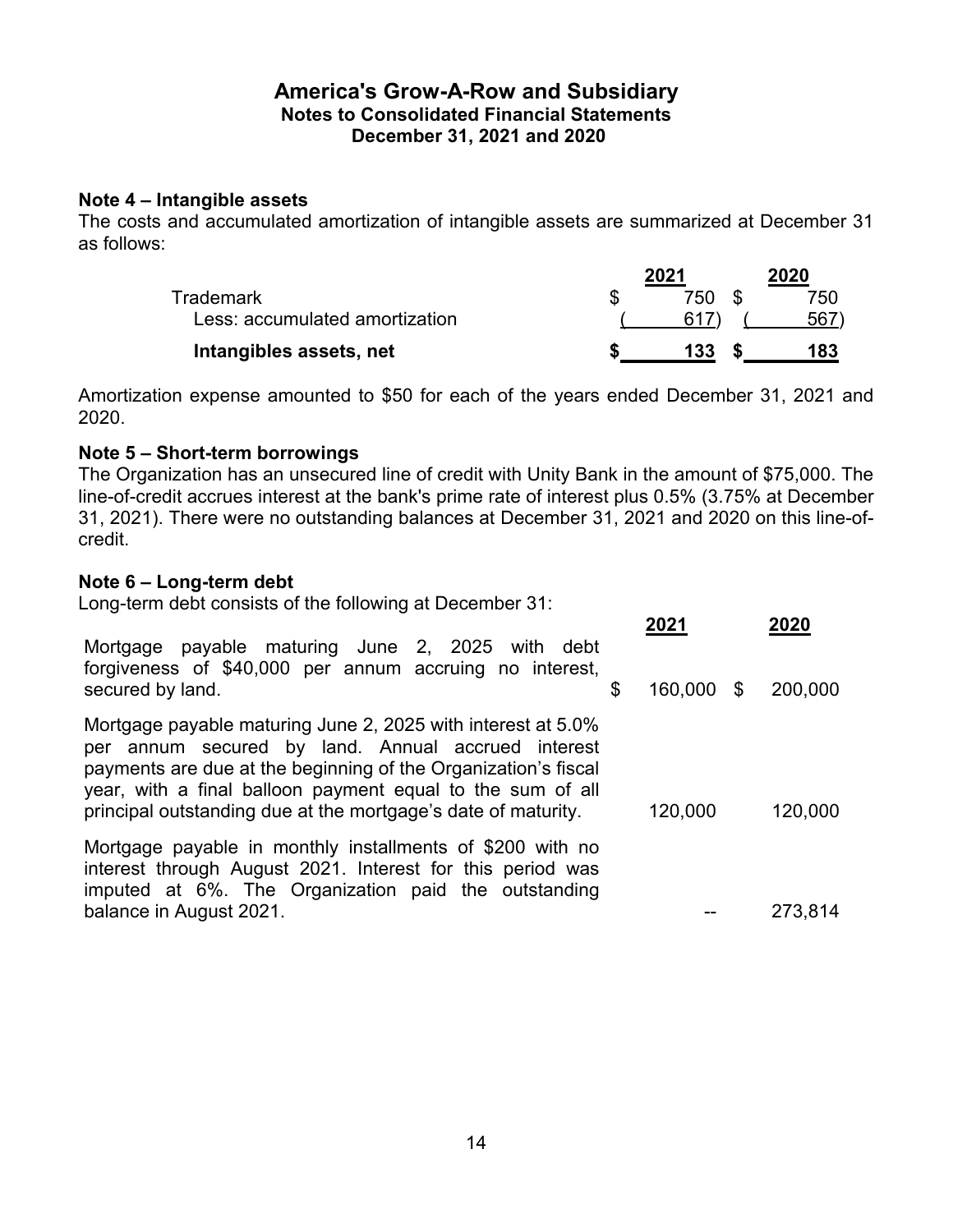# America's Grow-A-Row and Subsidiary
## Notes to Consolidated Financial Statements
## December 31, 2021 and 2020

### Note 4 – Intangible assets

The costs and accumulated amortization of intangible assets are summarized at December 31 as follows:

| | 2021 | 2020 |
|---|---|---|
| Trademark | $ 750 | $ 750 |
| Less: accumulated amortization | (617) | (567) |
| **Intangibles assets, net** | **$ 133** | **$ 183** |

Amortization expense amounted to $50 for each of the years ended December 31, 2021 and 2020.

### Note 5 – Short-term borrowings

The Organization has an unsecured line of credit with Unity Bank in the amount of $75,000. The line-of-credit accrues interest at the bank's prime rate of interest plus 0.5% (3.75% at December 31, 2021). There were no outstanding balances at December 31, 2021 and 2020 on this line-of-credit.

### Note 6 – Long-term debt

Long-term debt consists of the following at December 31:

| | 2021 | 2020 |
|---|---|---|
| Mortgage payable maturing June 2, 2025 with debt forgiveness of $40,000 per annum accruing no interest, secured by land. | $ 160,000 | $ 200,000 |
| Mortgage payable maturing June 2, 2025 with interest at 5.0% per annum secured by land. Annual accrued interest payments are due at the beginning of the Organization's fiscal year, with a final balloon payment equal to the sum of all principal outstanding due at the mortgage's date of maturity. | 120,000 | 120,000 |
| Mortgage payable in monthly installments of $200 with no interest through August 2021. Interest for this period was imputed at 6%. The Organization paid the outstanding balance in August 2021. | -- | 273,814 |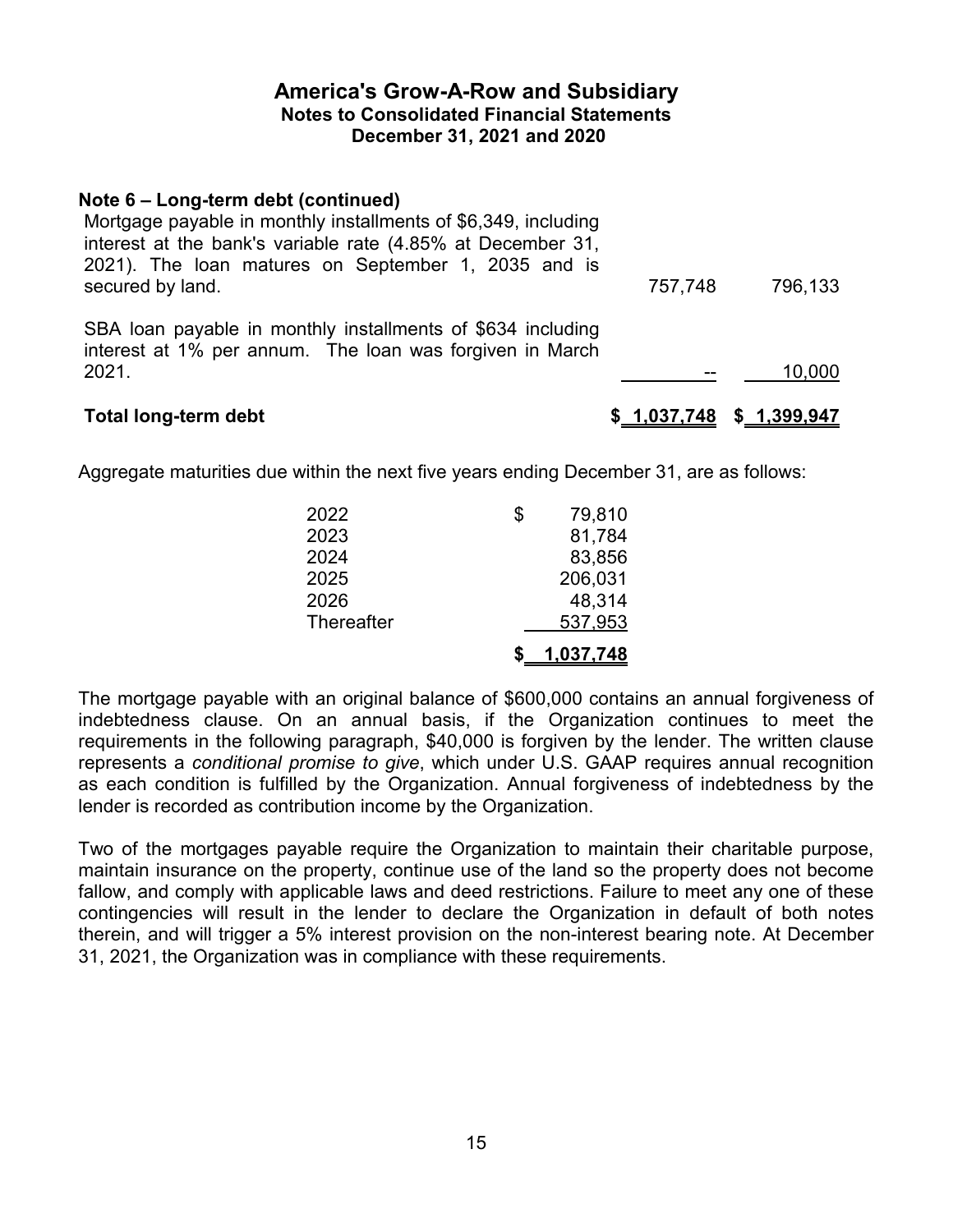## Note 6 – Long-term debt (continued)

| | 2021 | 2020 |
|---|---|---|
| Mortgage payable in monthly installments of $6,349, including interest at the bank's variable rate (4.85% at December 31, 2021). The loan matures on September 1, 2035 and is secured by land. | 757,748 | 796,133 |
| SBA loan payable in monthly installments of $634 including interest at 1% per annum. The loan was forgiven in March 2021. | -- | 10,000 |
| **Total long-term debt** | **$ 1,037,748** | **$ 1,399,947** |

Aggregate maturities due within the next five years ending December 31, are as follows:

| | |
|---|---|
| 2022 | $ 79,810 |
| 2023 | 81,784 |
| 2024 | 83,856 |
| 2025 | 206,031 |
| 2026 | 48,314 |
| Thereafter | 537,953 |
| | **$ 1,037,748** |

The mortgage payable with an original balance of $600,000 contains an annual forgiveness of indebtedness clause. On an annual basis, if the Organization continues to meet the requirements in the following paragraph, $40,000 is forgiven by the lender. The written clause represents a *conditional promise to give*, which under U.S. GAAP requires annual recognition as each condition is fulfilled by the Organization. Annual forgiveness of indebtedness by the lender is recorded as contribution income by the Organization.

Two of the mortgages payable require the Organization to maintain their charitable purpose, maintain insurance on the property, continue use of the land so the property does not become fallow, and comply with applicable laws and deed restrictions. Failure to meet any one of these contingencies will result in the lender to declare the Organization in default of both notes therein, and will trigger a 5% interest provision on the non-interest bearing note. At December 31, 2021, the Organization was in compliance with these requirements.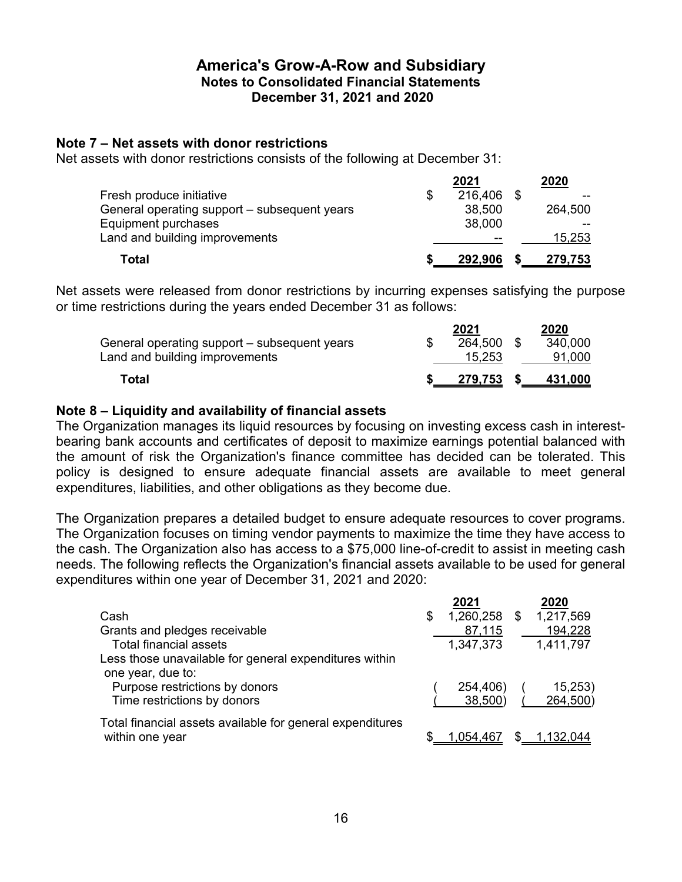# America's Grow-A-Row and Subsidiary
## Notes to Consolidated Financial Statements
## December 31, 2021 and 2020

### Note 7 – Net assets with donor restrictions

Net assets with donor restrictions consists of the following at December 31:

| | 2021 | 2020 |
|---|---|---|
| Fresh produce initiative | $ 216,406 | $ -- |
| General operating support – subsequent years | 38,500 | 264,500 |
| Equipment purchases | 38,000 | -- |
| Land and building improvements | -- | 15,253 |
| **Total** | **$ 292,906** | **$ 279,753** |

Net assets were released from donor restrictions by incurring expenses satisfying the purpose or time restrictions during the years ended December 31 as follows:

| | 2021 | 2020 |
|---|---|---|
| General operating support – subsequent years | $ 264,500 | $ 340,000 |
| Land and building improvements | 15,253 | 91,000 |
| **Total** | **$ 279,753** | **$ 431,000** |

### Note 8 – Liquidity and availability of financial assets

The Organization manages its liquid resources by focusing on investing excess cash in interest-bearing bank accounts and certificates of deposit to maximize earnings potential balanced with the amount of risk the Organization's finance committee has decided can be tolerated. This policy is designed to ensure adequate financial assets are available to meet general expenditures, liabilities, and other obligations as they become due.

The Organization prepares a detailed budget to ensure adequate resources to cover programs. The Organization focuses on timing vendor payments to maximize the time they have access to the cash. The Organization also has access to a $75,000 line-of-credit to assist in meeting cash needs. The following reflects the Organization's financial assets available to be used for general expenditures within one year of December 31, 2021 and 2020:

| | 2021 | 2020 |
|---|---|---|
| Cash | $ 1,260,258 | $ 1,217,569 |
| Grants and pledges receivable | 87,115 | 194,228 |
| Total financial assets | 1,347,373 | 1,411,797 |
| Less those unavailable for general expenditures within one year, due to: | | |
| Purpose restrictions by donors | (254,406) | (15,253) |
| Time restrictions by donors | (38,500) | (264,500) |
| Total financial assets available for general expenditures within one year | $ 1,054,467 | $ 1,132,044 |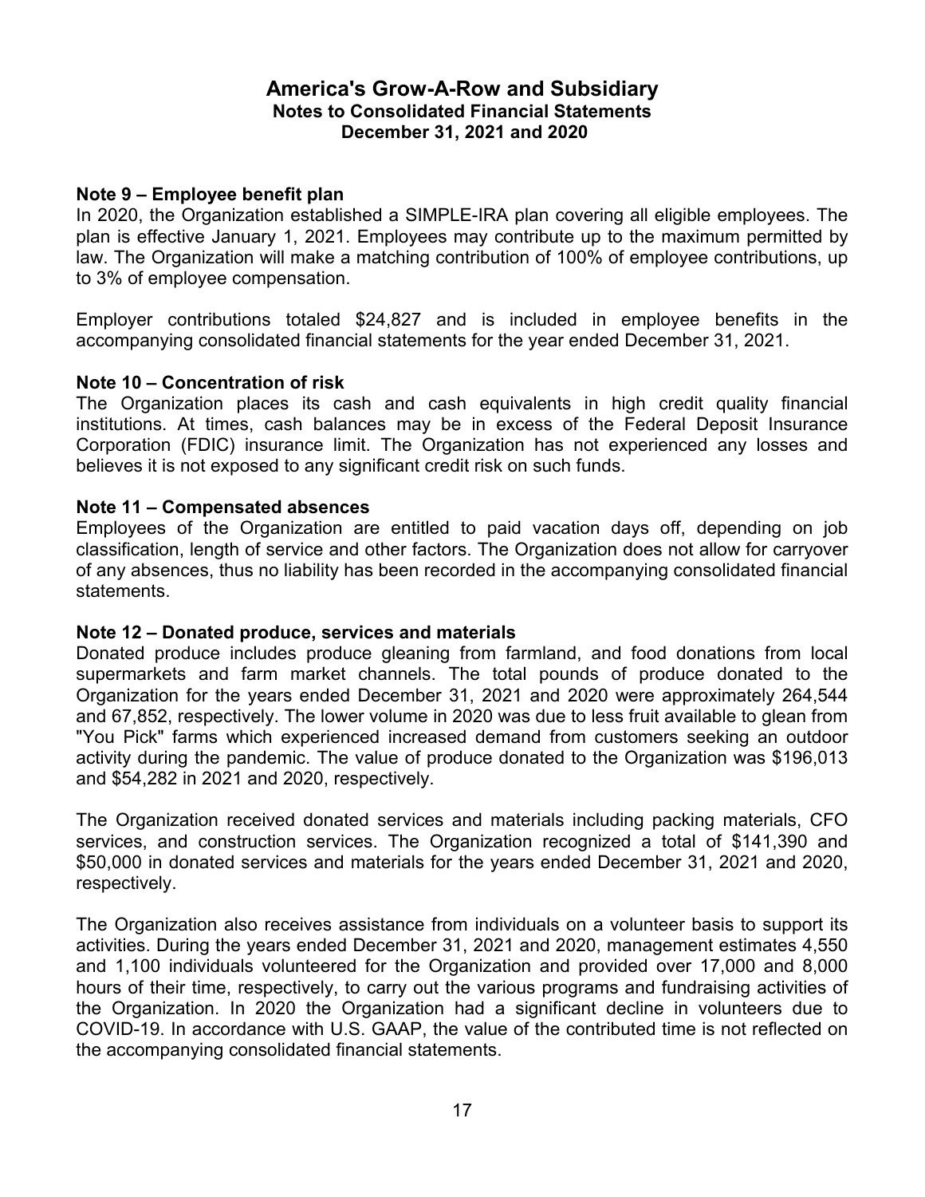# America's Grow-A-Row and Subsidiary
## Notes to Consolidated Financial Statements
## December 31, 2021 and 2020

**Note 9 – Employee benefit plan**

In 2020, the Organization established a SIMPLE-IRA plan covering all eligible employees. The plan is effective January 1, 2021. Employees may contribute up to the maximum permitted by law. The Organization will make a matching contribution of 100% of employee contributions, up to 3% of employee compensation.

Employer contributions totaled $24,827 and is included in employee benefits in the accompanying consolidated financial statements for the year ended December 31, 2021.

**Note 10 – Concentration of risk**

The Organization places its cash and cash equivalents in high credit quality financial institutions. At times, cash balances may be in excess of the Federal Deposit Insurance Corporation (FDIC) insurance limit. The Organization has not experienced any losses and believes it is not exposed to any significant credit risk on such funds.

**Note 11 – Compensated absences**

Employees of the Organization are entitled to paid vacation days off, depending on job classification, length of service and other factors. The Organization does not allow for carryover of any absences, thus no liability has been recorded in the accompanying consolidated financial statements.

**Note 12 – Donated produce, services and materials**

Donated produce includes produce gleaning from farmland, and food donations from local supermarkets and farm market channels. The total pounds of produce donated to the Organization for the years ended December 31, 2021 and 2020 were approximately 264,544 and 67,852, respectively. The lower volume in 2020 was due to less fruit available to glean from "You Pick" farms which experienced increased demand from customers seeking an outdoor activity during the pandemic. The value of produce donated to the Organization was $196,013 and $54,282 in 2021 and 2020, respectively.

The Organization received donated services and materials including packing materials, CFO services, and construction services. The Organization recognized a total of $141,390 and $50,000 in donated services and materials for the years ended December 31, 2021 and 2020, respectively.

The Organization also receives assistance from individuals on a volunteer basis to support its activities. During the years ended December 31, 2021 and 2020, management estimates 4,550 and 1,100 individuals volunteered for the Organization and provided over 17,000 and 8,000 hours of their time, respectively, to carry out the various programs and fundraising activities of the Organization. In 2020 the Organization had a significant decline in volunteers due to COVID-19. In accordance with U.S. GAAP, the value of the contributed time is not reflected on the accompanying consolidated financial statements.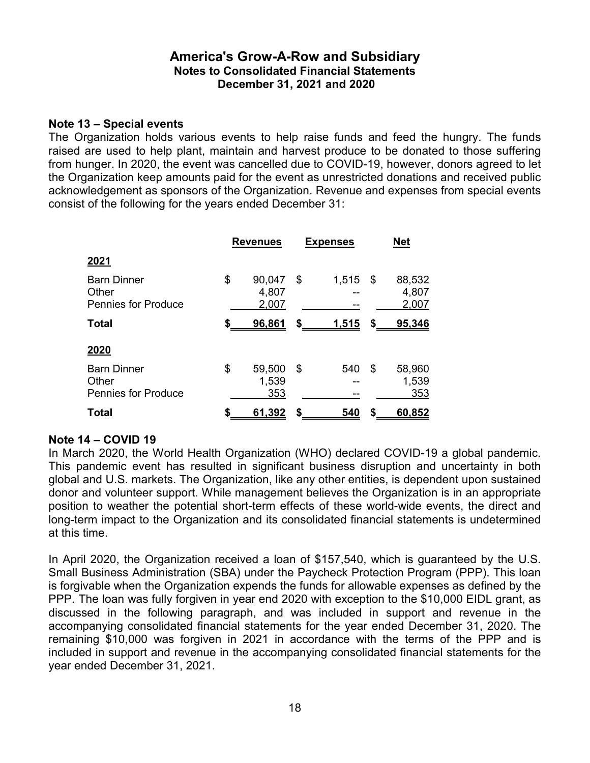## Note 13 – Special events

The Organization holds various events to help raise funds and feed the hungry. The funds raised are used to help plant, maintain and harvest produce to be donated to those suffering from hunger. In 2020, the event was cancelled due to COVID-19, however, donors agreed to let the Organization keep amounts paid for the event as unrestricted donations and received public acknowledgement as sponsors of the Organization. Revenue and expenses from special events consist of the following for the years ended December 31:

| | Revenues | Expenses | Net |
|---|---|---|---|
| **2021** | | | |
| Barn Dinner | $ 90,047 | $ 1,515 | $ 88,532 |
| Other | 4,807 | -- | 4,807 |
| Pennies for Produce | 2,007 | -- | 2,007 |
| **Total** | **$ 96,861** | **$ 1,515** | **$ 95,346** |
| **2020** | | | |
| Barn Dinner | $ 59,500 | $ 540 | $ 58,960 |
| Other | 1,539 | -- | 1,539 |
| Pennies for Produce | 353 | -- | 353 |
| **Total** | **$ 61,392** | **$ 540** | **$ 60,852** |

## Note 14 – COVID 19

In March 2020, the World Health Organization (WHO) declared COVID-19 a global pandemic. This pandemic event has resulted in significant business disruption and uncertainty in both global and U.S. markets. The Organization, like any other entities, is dependent upon sustained donor and volunteer support. While management believes the Organization is in an appropriate position to weather the potential short-term effects of these world-wide events, the direct and long-term impact to the Organization and its consolidated financial statements is undetermined at this time.

In April 2020, the Organization received a loan of $157,540, which is guaranteed by the U.S. Small Business Administration (SBA) under the Paycheck Protection Program (PPP). This loan is forgivable when the Organization expends the funds for allowable expenses as defined by the PPP. The loan was fully forgiven in year end 2020 with exception to the $10,000 EIDL grant, as discussed in the following paragraph, and was included in support and revenue in the accompanying consolidated financial statements for the year ended December 31, 2020. The remaining $10,000 was forgiven in 2021 in accordance with the terms of the PPP and is included in support and revenue in the accompanying consolidated financial statements for the year ended December 31, 2021.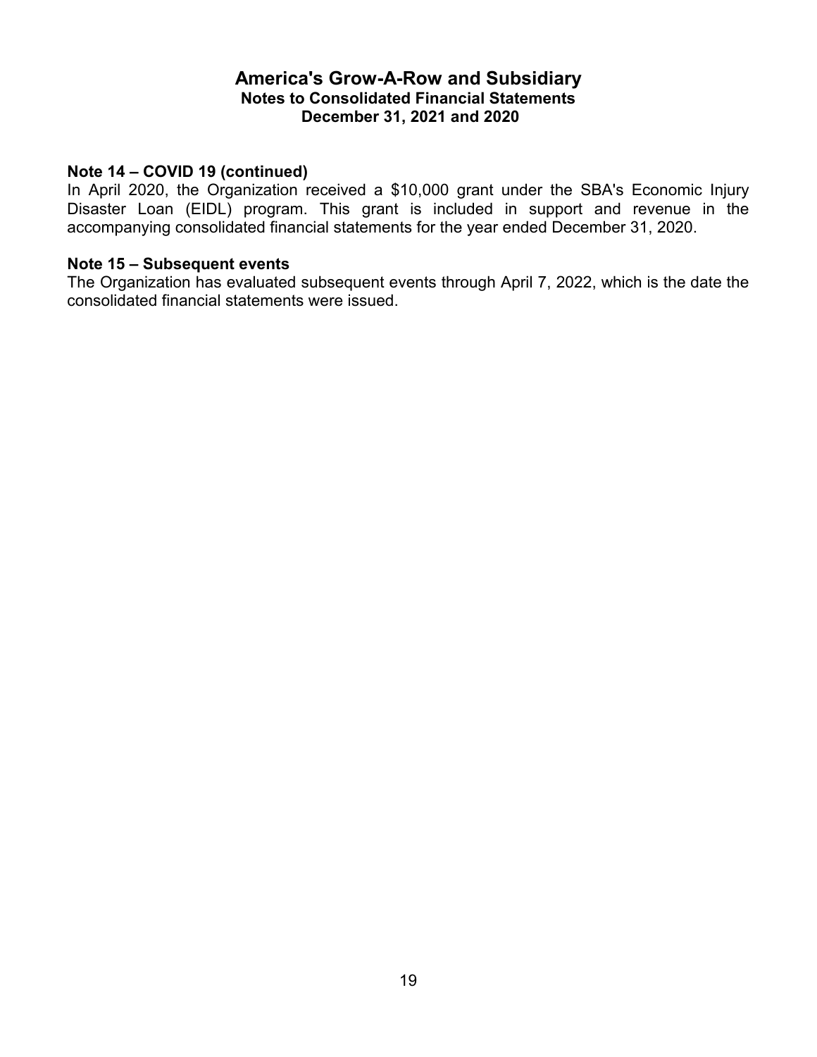### Note 14 – COVID 19 (continued)

In April 2020, the Organization received a $10,000 grant under the SBA's Economic Injury Disaster Loan (EIDL) program. This grant is included in support and revenue in the accompanying consolidated financial statements for the year ended December 31, 2020.

### Note 15 – Subsequent events

The Organization has evaluated subsequent events through April 7, 2022, which is the date the consolidated financial statements were issued.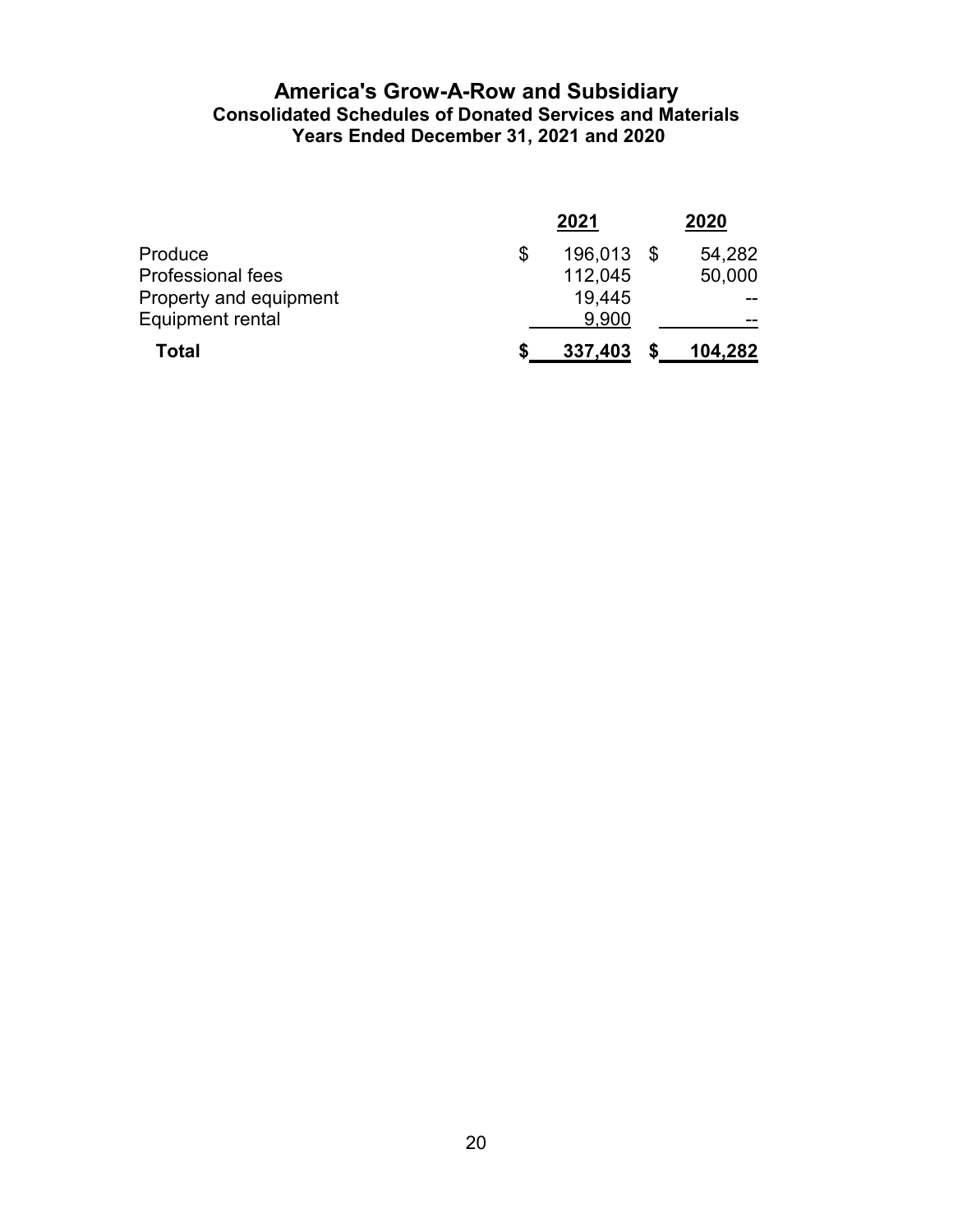# America's Grow-A-Row and Subsidiary

## Consolidated Schedules of Donated Services and Materials

### Years Ended December 31, 2021 and 2020

| | 2021 | 2020 |
|---|---|---|
| Produce | $ 196,013 | $ 54,282 |
| Professional fees | 112,045 | 50,000 |
| Property and equipment | 19,445 | -- |
| Equipment rental | 9,900 | -- |
| **Total** | **$ 337,403** | **$ 104,282** |